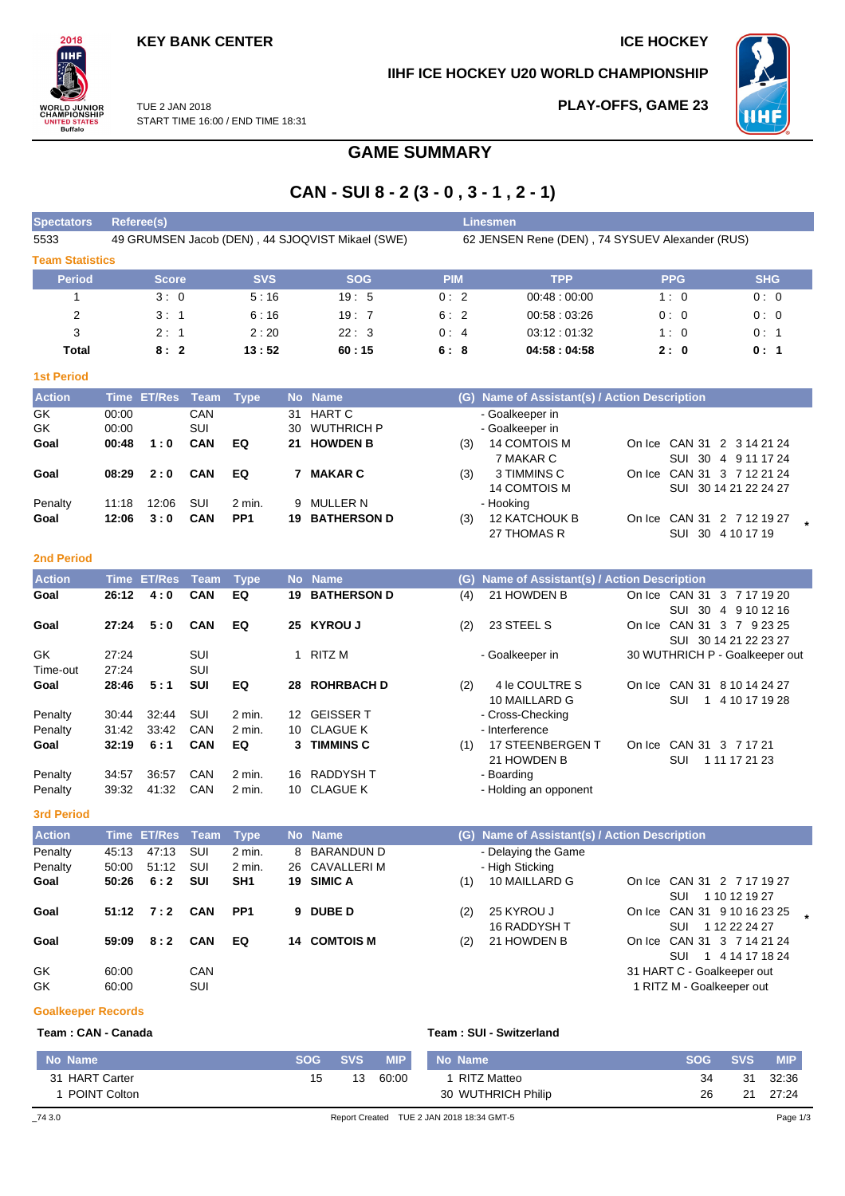KEY BANK CENTER

ICE HOCKEY

IIHF ICE HOCKEY U20 WORLD CHAMPIONSHIP

TUE 2 JAN 2018
START TIME 16:00 / END TIME 18:31

PLAY-OFFS, GAME 23

# GAME SUMMARY

## CAN - SUI 8 - 2 (3 - 0 , 3 - 1 , 2 - 1)

| Spectators | Referee(s) | Linesmen |
|---|---|---|
| 5533 | 49 GRUMSEN Jacob (DEN) , 44 SJOQVIST Mikael (SWE) | 62 JENSEN Rene (DEN) , 74 SYSUEV Alexander (RUS) |

### Team Statistics

| Period | Score | SVS | SOG | PIM | TPP | PPG | SHG |
|---|---|---|---|---|---|---|---|
| 1 | 3 : 0 | 5 : 16 | 19 : 5 | 0 : 2 | 00:48 : 00:00 | 1 : 0 | 0 : 0 |
| 2 | 3 : 1 | 6 : 16 | 19 : 7 | 6 : 2 | 00:58 : 03:26 | 0 : 0 | 0 : 0 |
| 3 | 2 : 1 | 2 : 20 | 22 : 3 | 0 : 4 | 03:12 : 01:32 | 1 : 0 | 0 : 1 |
| **Total** | **8 : 2** | **13 : 52** | **60 : 15** | **6 : 8** | **04:58 : 04:58** | **2 : 0** | **0 : 1** |

### 1st Period

| Action | Time | ET/Res | Team | Type | No | Name | (G) | Name of Assistant(s) / Action Description | |
|---|---|---|---|---|---|---|---|---|---|
| GK | 00:00 | | CAN | | 31 | HART C | | - Goalkeeper in | |
| GK | 00:00 | | SUI | | 30 | WUTHRICH P | | - Goalkeeper in | |
| **Goal** | **00:48** | **1 : 0** | **CAN** | **EQ** | **21** | **HOWDEN B** | (3) | 14 COMTOIS M<br>7 MAKAR C | On Ice CAN 31 2 3 14 21 24<br>SUI 30 4 9 11 17 24 |
| **Goal** | **08:29** | **2 : 0** | **CAN** | **EQ** | **7** | **MAKAR C** | (3) | 3 TIMMINS C<br>14 COMTOIS M | On Ice CAN 31 3 7 12 21 24<br>SUI 30 14 21 22 24 27 |
| Penalty | 11:18 | 12:06 | SUI | 2 min. | 9 | MULLER N | | - Hooking | |
| **Goal** | **12:06** | **3 : 0** | **CAN** | **PP1** | **19** | **BATHERSON D** | (3) | 12 KATCHOUK B<br>27 THOMAS R | On Ice CAN 31 2 7 12 19 27<br>SUI 30 4 10 17 19 * |

### 2nd Period

| Action | Time | ET/Res | Team | Type | No | Name | (G) | Name of Assistant(s) / Action Description | |
|---|---|---|---|---|---|---|---|---|---|
| **Goal** | **26:12** | **4 : 0** | **CAN** | **EQ** | **19** | **BATHERSON D** | (4) | 21 HOWDEN B | On Ice CAN 31 3 7 17 19 20<br>SUI 30 4 9 10 12 16 |
| **Goal** | **27:24** | **5 : 0** | **CAN** | **EQ** | **25** | **KYROU J** | (2) | 23 STEEL S | On Ice CAN 31 3 7 9 23 25<br>SUI 30 14 21 22 23 27 |
| GK | 27:24 | | SUI | | 1 | RITZ M | | - Goalkeeper in | 30 WUTHRICH P - Goalkeeper out |
| Time-out | 27:24 | | SUI | | | | | | |
| **Goal** | **28:46** | **5 : 1** | **SUI** | **EQ** | **28** | **ROHRBACH D** | (2) | 4 le COULTRE S<br>10 MAILLARD G | On Ice CAN 31 8 10 14 24 27<br>SUI 1 4 10 17 19 28 |
| Penalty | 30:44 | 32:44 | SUI | 2 min. | 12 | GEISSER T | | - Cross-Checking | |
| Penalty | 31:42 | 33:42 | CAN | 2 min. | 10 | CLAGUE K | | - Interference | |
| **Goal** | **32:19** | **6 : 1** | **CAN** | **EQ** | **3** | **TIMMINS C** | (1) | 17 STEENBERGEN T<br>21 HOWDEN B | On Ice CAN 31 3 7 17 21<br>SUI 1 11 17 21 23 |
| Penalty | 34:57 | 36:57 | CAN | 2 min. | 16 | RADDYSH T | | - Boarding | |
| Penalty | 39:32 | 41:32 | CAN | 2 min. | 10 | CLAGUE K | | - Holding an opponent | |

### 3rd Period

| Action | Time | ET/Res | Team | Type | No | Name | (G) | Name of Assistant(s) / Action Description | |
|---|---|---|---|---|---|---|---|---|---|
| Penalty | 45:13 | 47:13 | SUI | 2 min. | 8 | BARANDUN D | | - Delaying the Game | |
| Penalty | 50:00 | 51:12 | SUI | 2 min. | 26 | CAVALLERI M | | - High Sticking | |
| **Goal** | **50:26** | **6 : 2** | **SUI** | **SH1** | **19** | **SIMIC A** | (1) | 10 MAILLARD G | On Ice CAN 31 2 7 17 19 27<br>SUI 1 10 12 19 27 |
| **Goal** | **51:12** | **7 : 2** | **CAN** | **PP1** | **9** | **DUBE D** | (2) | 25 KYROU J<br>16 RADDYSH T | On Ice CAN 31 9 10 16 23 25<br>SUI 1 12 22 24 27 * |
| **Goal** | **59:09** | **8 : 2** | **CAN** | **EQ** | **14** | **COMTOIS M** | (2) | 21 HOWDEN B | On Ice CAN 31 3 7 14 21 24<br>SUI 1 4 14 17 18 24 |
| GK | 60:00 | | CAN | | | | | | 31 HART C - Goalkeeper out |
| GK | 60:00 | | SUI | | | | | | 1 RITZ M - Goalkeeper out |

### Goalkeeper Records

**Team : CAN - Canada**

| No | Name | SOG | SVS | MIP |
|---|---|---|---|---|
| 31 | HART Carter | 15 | 13 | 60:00 |
| 1 | POINT Colton | | | |

**Team : SUI - Switzerland**

| No | Name | SOG | SVS | MIP |
|---|---|---|---|---|
| 1 | RITZ Matteo | 34 | 31 | 32:36 |
| 30 | WUTHRICH Philip | 26 | 21 | 27:24 |

_74 3.0 Report Created TUE 2 JAN 2018 18:34 GMT-5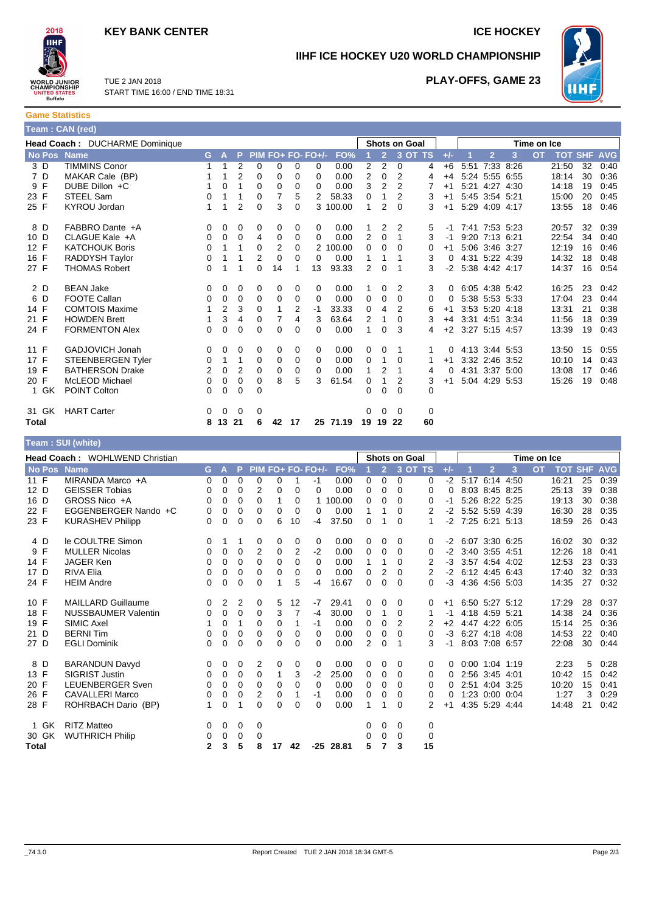# KEY BANK CENTER

**ICE HOCKEY**

## IIHF ICE HOCKEY U20 WORLD CHAMPIONSHIP

TUE 2 JAN 2018
START TIME 16:00 / END TIME 18:31

**PLAY-OFFS, GAME 23**

### Game Statistics

**Team : CAN (red)**

**Head Coach :** DUCHARME Dominique

| No | Pos | Name | G | A | P | PIM | FO+ | FO- | FO+/- | FO% | SOG 1 | SOG 2 | SOG 3 | SOG OT | SOG TS | +/- | TOI 1 | TOI 2 | TOI 3 | TOI OT | TOT | SHF | AVG |
|---|---|---|---|---|---|---|---|---|---|---|---|---|---|---|---|---|---|---|---|---|---|---|---|
| 3 | D | TIMMINS Conor | 1 | 1 | 2 | 0 | 0 | 0 | 0 | 0.00 | 2 | 2 | 0 | | 4 | +6 | 5:51 | 7:33 | 8:26 | | 21:50 | 32 | 0:40 |
| 7 | D | MAKAR Cale (BP) | 1 | 1 | 2 | 0 | 0 | 0 | 0 | 0.00 | 2 | 0 | 2 | | 4 | +4 | 5:24 | 5:55 | 6:55 | | 18:14 | 30 | 0:36 |
| 9 | F | DUBE Dillon +C | 1 | 0 | 1 | 0 | 0 | 0 | 0 | 0.00 | 3 | 2 | 2 | | 7 | +1 | 5:21 | 4:27 | 4:30 | | 14:18 | 19 | 0:45 |
| 23 | F | STEEL Sam | 0 | 1 | 1 | 0 | 7 | 5 | 2 | 58.33 | 0 | 1 | 2 | | 3 | +1 | 5:45 | 3:54 | 5:21 | | 15:00 | 20 | 0:45 |
| 25 | F | KYROU Jordan | 1 | 1 | 2 | 0 | 3 | 0 | 3 | 100.00 | 1 | 2 | 0 | | 3 | +1 | 5:29 | 4:09 | 4:17 | | 13:55 | 18 | 0:46 |
| 8 | D | FABBRO Dante +A | 0 | 0 | 0 | 0 | 0 | 0 | 0 | 0.00 | 1 | 2 | 2 | | 5 | -1 | 7:41 | 7:53 | 5:23 | | 20:57 | 32 | 0:39 |
| 10 | D | CLAGUE Kale +A | 0 | 0 | 0 | 4 | 0 | 0 | 0 | 0.00 | 2 | 0 | 1 | | 3 | -1 | 9:20 | 7:13 | 6:21 | | 22:54 | 34 | 0:40 |
| 12 | F | KATCHOUK Boris | 0 | 1 | 1 | 0 | 2 | 0 | 2 | 100.00 | 0 | 0 | 0 | | 0 | +1 | 5:06 | 3:46 | 3:27 | | 12:19 | 16 | 0:46 |
| 16 | F | RADDYSH Taylor | 0 | 1 | 1 | 2 | 0 | 0 | 0 | 0.00 | 1 | 1 | 1 | | 3 | 0 | 4:31 | 5:22 | 4:39 | | 14:32 | 18 | 0:48 |
| 27 | F | THOMAS Robert | 0 | 1 | 1 | 0 | 14 | 1 | 13 | 93.33 | 2 | 0 | 1 | | 3 | -2 | 5:38 | 4:42 | 4:17 | | 14:37 | 16 | 0:54 |
| 2 | D | BEAN Jake | 0 | 0 | 0 | 0 | 0 | 0 | 0 | 0.00 | 1 | 0 | 2 | | 3 | 0 | 6:05 | 4:38 | 5:42 | | 16:25 | 23 | 0:42 |
| 6 | D | FOOTE Callan | 0 | 0 | 0 | 0 | 0 | 0 | 0 | 0.00 | 0 | 0 | 0 | | 0 | 0 | 5:38 | 5:53 | 5:33 | | 17:04 | 23 | 0:44 |
| 14 | F | COMTOIS Maxime | 1 | 2 | 3 | 0 | 1 | 2 | -1 | 33.33 | 0 | 4 | 2 | | 6 | +1 | 3:53 | 5:20 | 4:18 | | 13:31 | 21 | 0:38 |
| 21 | F | HOWDEN Brett | 1 | 3 | 4 | 0 | 7 | 4 | 3 | 63.64 | 2 | 1 | 0 | | 3 | +4 | 3:31 | 4:51 | 3:34 | | 11:56 | 18 | 0:39 |
| 24 | F | FORMENTON Alex | 0 | 0 | 0 | 0 | 0 | 0 | 0 | 0.00 | 1 | 0 | 3 | | 4 | +2 | 3:27 | 5:15 | 4:57 | | 13:39 | 19 | 0:43 |
| 11 | F | GADJOVICH Jonah | 0 | 0 | 0 | 0 | 0 | 0 | 0 | 0.00 | 0 | 0 | 1 | | 1 | 0 | 4:13 | 3:44 | 5:53 | | 13:50 | 15 | 0:55 |
| 17 | F | STEENBERGEN Tyler | 0 | 1 | 1 | 0 | 0 | 0 | 0 | 0.00 | 0 | 1 | 0 | | 1 | +1 | 3:32 | 2:46 | 3:52 | | 10:10 | 14 | 0:43 |
| 19 | F | BATHERSON Drake | 2 | 0 | 2 | 0 | 0 | 0 | 0 | 0.00 | 1 | 2 | 1 | | 4 | 0 | 4:31 | 3:37 | 5:00 | | 13:08 | 17 | 0:46 |
| 20 | F | McLEOD Michael | 0 | 0 | 0 | 0 | 8 | 5 | 3 | 61.54 | 0 | 1 | 2 | | 3 | +1 | 5:04 | 4:29 | 5:53 | | 15:26 | 19 | 0:48 |
| 1 | GK | POINT Colton | 0 | 0 | 0 | 0 | | | | | 0 | 0 | 0 | | 0 | | | | | | | | |
| 31 | GK | HART Carter | 0 | 0 | 0 | 0 | | | | | 0 | 0 | 0 | | 0 | | | | | | | | |
| **Total** | | | **8** | **13** | **21** | **6** | **42** | **17** | **25** | **71.19** | **19** | **19** | **22** | | **60** | | | | | | | | |

**Team : SUI (white)**

**Head Coach :** WOHLWEND Christian

| No | Pos | Name | G | A | P | PIM | FO+ | FO- | FO+/- | FO% | SOG 1 | SOG 2 | SOG 3 | SOG OT | SOG TS | +/- | TOI 1 | TOI 2 | TOI 3 | TOI OT | TOT | SHF | AVG |
|---|---|---|---|---|---|---|---|---|---|---|---|---|---|---|---|---|---|---|---|---|---|---|---|
| 11 | F | MIRANDA Marco +A | 0 | 0 | 0 | 0 | 0 | 1 | -1 | 0.00 | 0 | 0 | 0 | | 0 | -2 | 5:17 | 6:14 | 4:50 | | 16:21 | 25 | 0:39 |
| 12 | D | GEISSER Tobias | 0 | 0 | 0 | 2 | 0 | 0 | 0 | 0.00 | 0 | 0 | 0 | | 0 | 0 | 8:03 | 8:45 | 8:25 | | 25:13 | 39 | 0:38 |
| 16 | D | GROSS Nico +A | 0 | 0 | 0 | 0 | 1 | 0 | 1 | 100.00 | 0 | 0 | 0 | | 0 | -1 | 5:26 | 8:22 | 5:25 | | 19:13 | 30 | 0:38 |
| 22 | F | EGGENBERGER Nando +C | 0 | 0 | 0 | 0 | 0 | 0 | 0 | 0.00 | 1 | 1 | 0 | | 2 | -2 | 5:52 | 5:59 | 4:39 | | 16:30 | 28 | 0:35 |
| 23 | F | KURASHEV Philipp | 0 | 0 | 0 | 0 | 6 | 10 | -4 | 37.50 | 0 | 1 | 0 | | 1 | -2 | 7:25 | 6:21 | 5:13 | | 18:59 | 26 | 0:43 |
| 4 | D | le COULTRE Simon | 0 | 1 | 1 | 0 | 0 | 0 | 0 | 0.00 | 0 | 0 | 0 | | 0 | -2 | 6:07 | 3:30 | 6:25 | | 16:02 | 30 | 0:32 |
| 9 | F | MULLER Nicolas | 0 | 0 | 0 | 2 | 0 | 2 | -2 | 0.00 | 0 | 0 | 0 | | 0 | -2 | 3:40 | 3:55 | 4:51 | | 12:26 | 18 | 0:41 |
| 14 | F | JAGER Ken | 0 | 0 | 0 | 0 | 0 | 0 | 0 | 0.00 | 1 | 1 | 0 | | 2 | -3 | 3:57 | 4:54 | 4:02 | | 12:53 | 23 | 0:33 |
| 17 | D | RIVA Elia | 0 | 0 | 0 | 0 | 0 | 0 | 0 | 0.00 | 0 | 2 | 0 | | 2 | -2 | 6:12 | 4:45 | 6:43 | | 17:40 | 32 | 0:33 |
| 24 | F | HEIM Andre | 0 | 0 | 0 | 0 | 1 | 5 | -4 | 16.67 | 0 | 0 | 0 | | 0 | -3 | 4:36 | 4:56 | 5:03 | | 14:35 | 27 | 0:32 |
| 10 | F | MAILLARD Guillaume | 0 | 2 | 2 | 0 | 5 | 12 | -7 | 29.41 | 0 | 0 | 0 | | 0 | +1 | 6:50 | 5:27 | 5:12 | | 17:29 | 28 | 0:37 |
| 18 | F | NUSSBAUMER Valentin | 0 | 0 | 0 | 0 | 3 | 7 | -4 | 30.00 | 0 | 1 | 0 | | 1 | -1 | 4:18 | 4:59 | 5:21 | | 14:38 | 24 | 0:36 |
| 19 | F | SIMIC Axel | 1 | 0 | 1 | 0 | 0 | 1 | -1 | 0.00 | 0 | 0 | 2 | | 2 | +2 | 4:47 | 4:22 | 6:05 | | 15:14 | 25 | 0:36 |
| 21 | D | BERNI Tim | 0 | 0 | 0 | 0 | 0 | 0 | 0 | 0.00 | 0 | 0 | 0 | | 0 | -3 | 6:27 | 4:18 | 4:08 | | 14:53 | 22 | 0:40 |
| 27 | D | EGLI Dominik | 0 | 0 | 0 | 0 | 0 | 0 | 0 | 0.00 | 2 | 0 | 1 | | 3 | -1 | 8:03 | 7:08 | 6:57 | | 22:08 | 30 | 0:44 |
| 8 | D | BARANDUN Davyd | 0 | 0 | 0 | 2 | 0 | 0 | 0 | 0.00 | 0 | 0 | 0 | | 0 | 0 | 0:00 | 1:04 | 1:19 | | 2:23 | 5 | 0:28 |
| 13 | F | SIGRIST Justin | 0 | 0 | 0 | 0 | 1 | 3 | -2 | 25.00 | 0 | 0 | 0 | | 0 | 0 | 2:56 | 3:45 | 4:01 | | 10:42 | 15 | 0:42 |
| 20 | F | LEUENBERGER Sven | 0 | 0 | 0 | 0 | 0 | 0 | 0 | 0.00 | 0 | 0 | 0 | | 0 | 0 | 2:51 | 4:04 | 3:25 | | 10:20 | 15 | 0:41 |
| 26 | F | CAVALLERI Marco | 0 | 0 | 0 | 2 | 0 | 1 | -1 | 0.00 | 0 | 0 | 0 | | 0 | 0 | 1:23 | 0:00 | 0:04 | | 1:27 | 3 | 0:29 |
| 28 | F | ROHRBACH Dario (BP) | 1 | 0 | 1 | 0 | 0 | 0 | 0 | 0.00 | 1 | 1 | 0 | | 2 | +1 | 4:35 | 5:29 | 4:44 | | 14:48 | 21 | 0:42 |
| 1 | GK | RITZ Matteo | 0 | 0 | 0 | 0 | | | | | 0 | 0 | 0 | | 0 | | | | | | | | |
| 30 | GK | WUTHRICH Philip | 0 | 0 | 0 | 0 | | | | | 0 | 0 | 0 | | 0 | | | | | | | | |
| **Total** | | | **2** | **3** | **5** | **8** | **17** | **42** | **-25** | **28.81** | **5** | **7** | **3** | | **15** | | | | | | | | |

_74 3.0 Report Created TUE 2 JAN 2018 18:34 GMT-5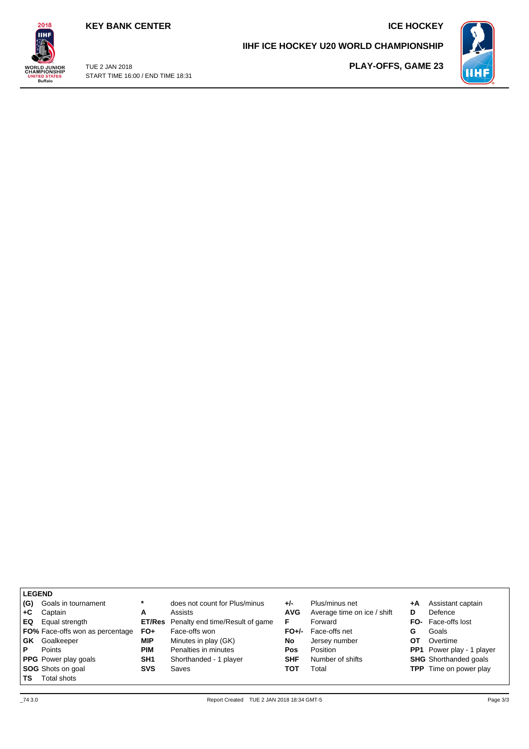KEY BANK CENTER

ICE HOCKEY

IIHF ICE HOCKEY U20 WORLD CHAMPIONSHIP

TUE 2 JAN 2018
START TIME 16:00 / END TIME 18:31

PLAY-OFFS, GAME 23

**LEGEND**

| | | | | | | | |
|---|---|---|---|---|---|---|---|
| **(G)** | Goals in tournament | **\*** | does not count for Plus/minus | **+/-** | Plus/minus net | **+A** | Assistant captain |
| **+C** | Captain | **A** | Assists | **AVG** | Average time on ice / shift | **D** | Defence |
| **EQ** | Equal strength | **ET/Res** | Penalty end time/Result of game | **F** | Forward | **FO-** | Face-offs lost |
| **FO%** | Face-offs won as percentage | **FO+** | Face-offs won | **FO+/-** | Face-offs net | **G** | Goals |
| **GK** | Goalkeeper | **MIP** | Minutes in play (GK) | **No** | Jersey number | **OT** | Overtime |
| **P** | Points | **PIM** | Penalties in minutes | **Pos** | Position | **PP1** | Power play - 1 player |
| **PPG** | Power play goals | **SH1** | Shorthanded - 1 player | **SHF** | Number of shifts | **SHG** | Shorthanded goals |
| **SOG** | Shots on goal | **SVS** | Saves | **TOT** | Total | **TPP** | Time on power play |
| **TS** | Total shots | | | | | | |

_74 3.0 Report Created TUE 2 JAN 2018 18:34 GMT-5